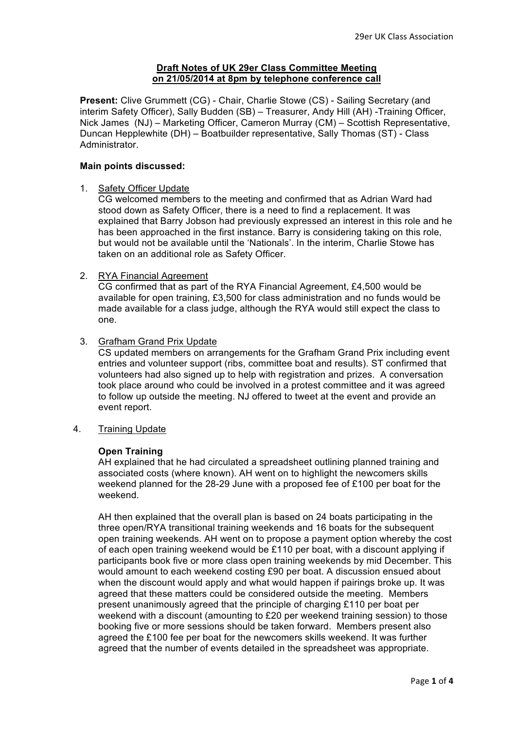**Draft Notes of UK 29er Class Committee Meeting on 21/05/2014 at 8pm by telephone conference call**

**Present:** Clive Grummett (CG) - Chair, Charlie Stowe (CS) - Sailing Secretary (and interim Safety Officer), Sally Budden (SB) – Treasurer, Andy Hill (AH) -Training Officer, Nick James (NJ) – Marketing Officer, Cameron Murray (CM) – Scottish Representative, Duncan Hepplewhite (DH) – Boatbuilder representative, Sally Thomas (ST) - Class Administrator.

**Main points discussed:**

1. Safety Officer Update
   CG welcomed members to the meeting and confirmed that as Adrian Ward had stood down as Safety Officer, there is a need to find a replacement. It was explained that Barry Jobson had previously expressed an interest in this role and he has been approached in the first instance. Barry is considering taking on this role, but would not be available until the 'Nationals'. In the interim, Charlie Stowe has taken on an additional role as Safety Officer.

2. RYA Financial Agreement
   CG confirmed that as part of the RYA Financial Agreement, £4,500 would be available for open training, £3,500 for class administration and no funds would be made available for a class judge, although the RYA would still expect the class to one.

3. Grafham Grand Prix Update
   CS updated members on arrangements for the Grafham Grand Prix including event entries and volunteer support (ribs, committee boat and results). ST confirmed that volunteers had also signed up to help with registration and prizes. A conversation took place around who could be involved in a protest committee and it was agreed to follow up outside the meeting. NJ offered to tweet at the event and provide an event report.

4. Training Update

   **Open Training**
   AH explained that he had circulated a spreadsheet outlining planned training and associated costs (where known). AH went on to highlight the newcomers skills weekend planned for the 28-29 June with a proposed fee of £100 per boat for the weekend.

   AH then explained that the overall plan is based on 24 boats participating in the three open/RYA transitional training weekends and 16 boats for the subsequent open training weekends. AH went on to propose a payment option whereby the cost of each open training weekend would be £110 per boat, with a discount applying if participants book five or more class open training weekends by mid December. This would amount to each weekend costing £90 per boat. A discussion ensued about when the discount would apply and what would happen if pairings broke up. It was agreed that these matters could be considered outside the meeting. Members present unanimously agreed that the principle of charging £110 per boat per weekend with a discount (amounting to £20 per weekend training session) to those booking five or more sessions should be taken forward. Members present also agreed the £100 fee per boat for the newcomers skills weekend. It was further agreed that the number of events detailed in the spreadsheet was appropriate.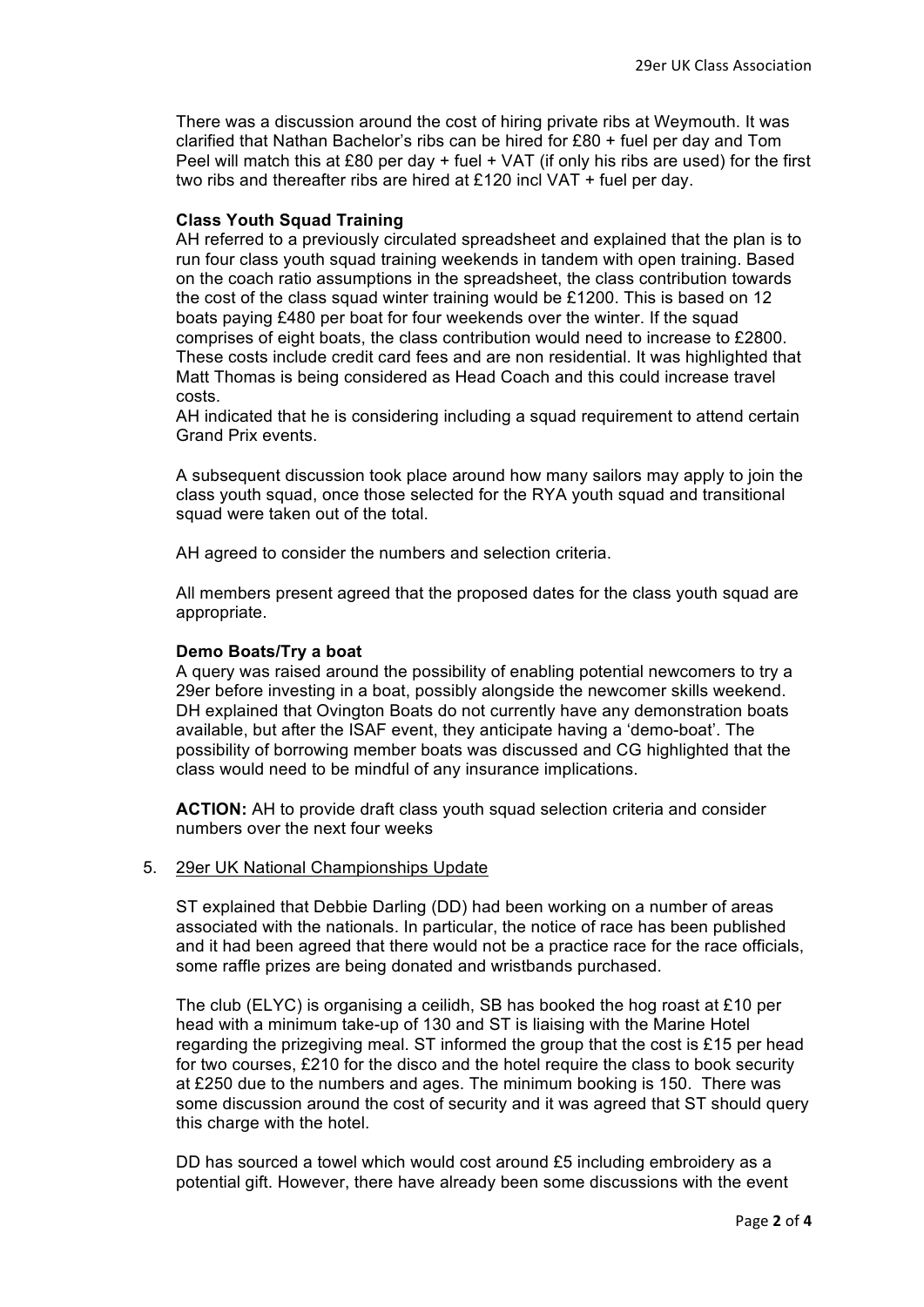There was a discussion around the cost of hiring private ribs at Weymouth. It was clarified that Nathan Bachelor's ribs can be hired for £80 + fuel per day and Tom Peel will match this at £80 per day + fuel + VAT (if only his ribs are used) for the first two ribs and thereafter ribs are hired at £120 incl VAT + fuel per day.

**Class Youth Squad Training**

AH referred to a previously circulated spreadsheet and explained that the plan is to run four class youth squad training weekends in tandem with open training. Based on the coach ratio assumptions in the spreadsheet, the class contribution towards the cost of the class squad winter training would be £1200. This is based on 12 boats paying £480 per boat for four weekends over the winter. If the squad comprises of eight boats, the class contribution would need to increase to £2800. These costs include credit card fees and are non residential. It was highlighted that Matt Thomas is being considered as Head Coach and this could increase travel costs.

AH indicated that he is considering including a squad requirement to attend certain Grand Prix events.

A subsequent discussion took place around how many sailors may apply to join the class youth squad, once those selected for the RYA youth squad and transitional squad were taken out of the total.

AH agreed to consider the numbers and selection criteria.

All members present agreed that the proposed dates for the class youth squad are appropriate.

**Demo Boats/Try a boat**

A query was raised around the possibility of enabling potential newcomers to try a 29er before investing in a boat, possibly alongside the newcomer skills weekend. DH explained that Ovington Boats do not currently have any demonstration boats available, but after the ISAF event, they anticipate having a 'demo-boat'. The possibility of borrowing member boats was discussed and CG highlighted that the class would need to be mindful of any insurance implications.

**ACTION:** AH to provide draft class youth squad selection criteria and consider numbers over the next four weeks

5. <u>29er UK National Championships Update</u>

ST explained that Debbie Darling (DD) had been working on a number of areas associated with the nationals. In particular, the notice of race has been published and it had been agreed that there would not be a practice race for the race officials, some raffle prizes are being donated and wristbands purchased.

The club (ELYC) is organising a ceilidh, SB has booked the hog roast at £10 per head with a minimum take-up of 130 and ST is liaising with the Marine Hotel regarding the prizegiving meal. ST informed the group that the cost is £15 per head for two courses, £210 for the disco and the hotel require the class to book security at £250 due to the numbers and ages. The minimum booking is 150. There was some discussion around the cost of security and it was agreed that ST should query this charge with the hotel.

DD has sourced a towel which would cost around £5 including embroidery as a potential gift. However, there have already been some discussions with the event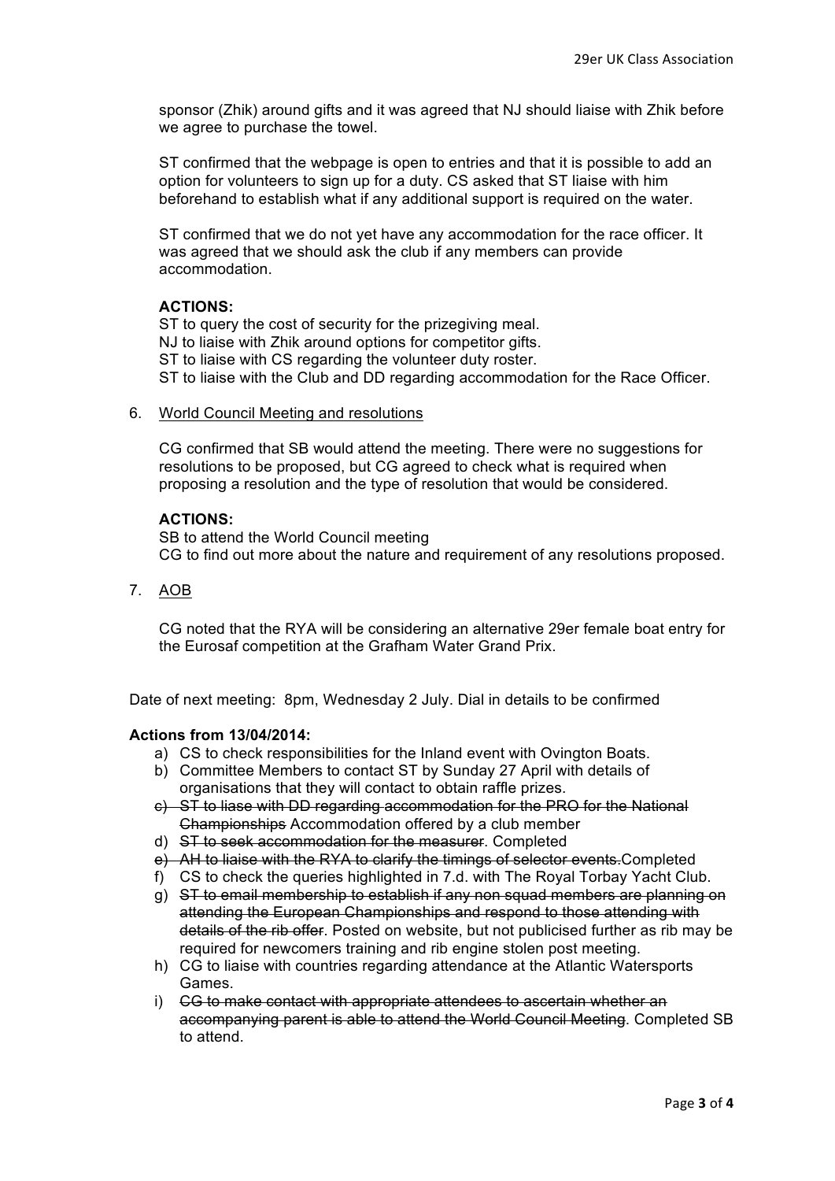sponsor (Zhik) around gifts and it was agreed that NJ should liaise with Zhik before we agree to purchase the towel.

ST confirmed that the webpage is open to entries and that it is possible to add an option for volunteers to sign up for a duty. CS asked that ST liaise with him beforehand to establish what if any additional support is required on the water.

ST confirmed that we do not yet have any accommodation for the race officer. It was agreed that we should ask the club if any members can provide accommodation.

**ACTIONS:**

ST to query the cost of security for the prizegiving meal.
NJ to liaise with Zhik around options for competitor gifts.
ST to liaise with CS regarding the volunteer duty roster.
ST to liaise with the Club and DD regarding accommodation for the Race Officer.

6. <u>World Council Meeting and resolutions</u>

CG confirmed that SB would attend the meeting. There were no suggestions for resolutions to be proposed, but CG agreed to check what is required when proposing a resolution and the type of resolution that would be considered.

**ACTIONS:**

SB to attend the World Council meeting
CG to find out more about the nature and requirement of any resolutions proposed.

7. <u>AOB</u>

CG noted that the RYA will be considering an alternative 29er female boat entry for the Eurosaf competition at the Grafham Water Grand Prix.

Date of next meeting: 8pm, Wednesday 2 July. Dial in details to be confirmed

**Actions from 13/04/2014:**

a) CS to check responsibilities for the Inland event with Ovington Boats.
b) Committee Members to contact ST by Sunday 27 April with details of organisations that they will contact to obtain raffle prizes.
c) ~~ST to liase with DD regarding accommodation for the PRO for the National Championships~~ Accommodation offered by a club member
d) ~~ST to seek accommodation for the measurer~~. Completed
e) ~~AH to liaise with the RYA to clarify the timings of selector events.~~Completed
f) CS to check the queries highlighted in 7.d. with The Royal Torbay Yacht Club.
g) ~~ST to email membership to establish if any non squad members are planning on attending the European Championships and respond to those attending with details of the rib offer~~. Posted on website, but not publicised further as rib may be required for newcomers training and rib engine stolen post meeting.
h) CG to liaise with countries regarding attendance at the Atlantic Watersports Games.
i) ~~CG to make contact with appropriate attendees to ascertain whether an accompanying parent is able to attend the World Council Meeting~~. Completed SB to attend.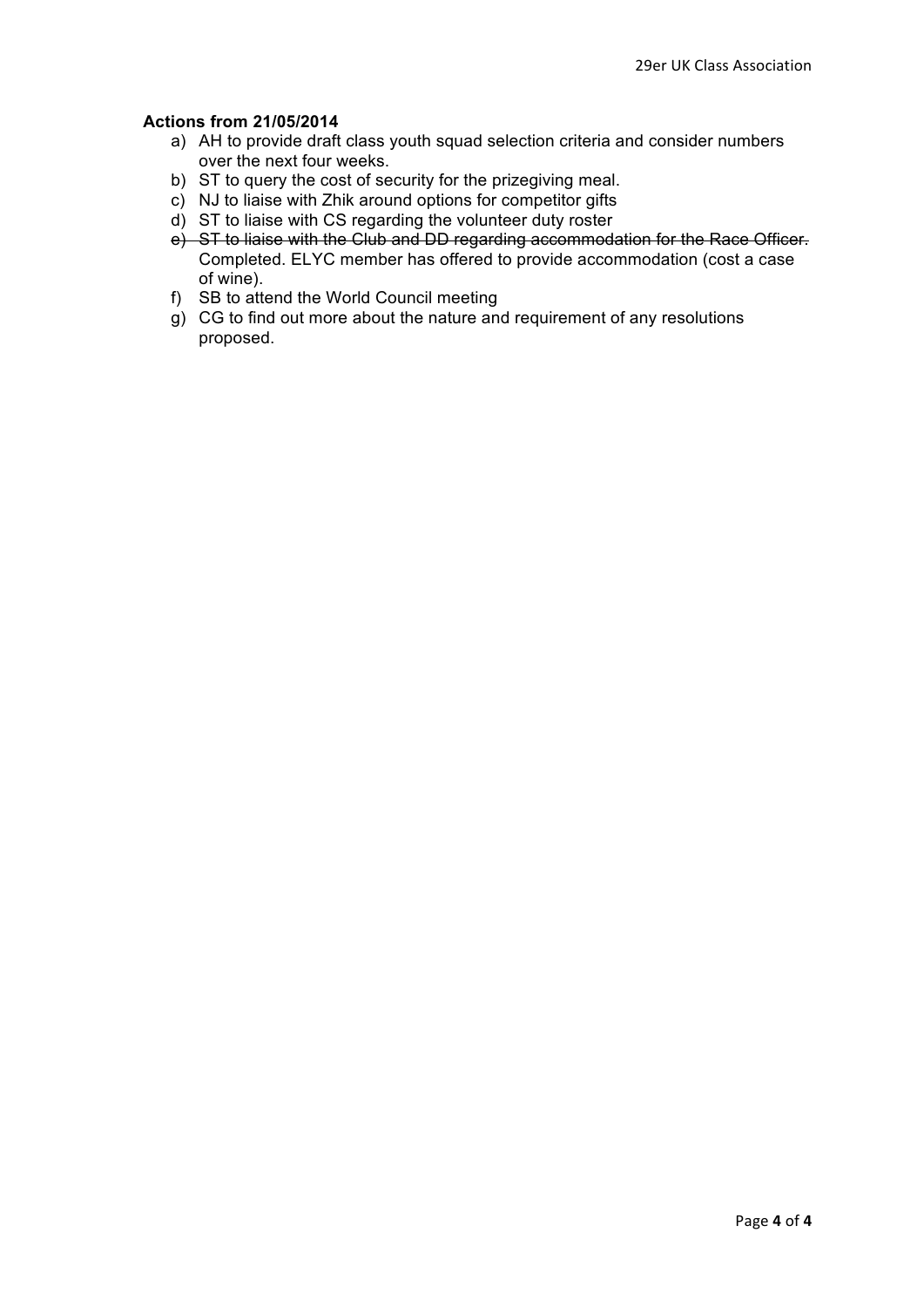**Actions from 21/05/2014**

a) AH to provide draft class youth squad selection criteria and consider numbers over the next four weeks.
b) ST to query the cost of security for the prizegiving meal.
c) NJ to liaise with Zhik around options for competitor gifts
d) ST to liaise with CS regarding the volunteer duty roster
e) ~~ST to liaise with the Club and DD regarding accommodation for the Race Officer.~~ Completed. ELYC member has offered to provide accommodation (cost a case of wine).
f) SB to attend the World Council meeting
g) CG to find out more about the nature and requirement of any resolutions proposed.